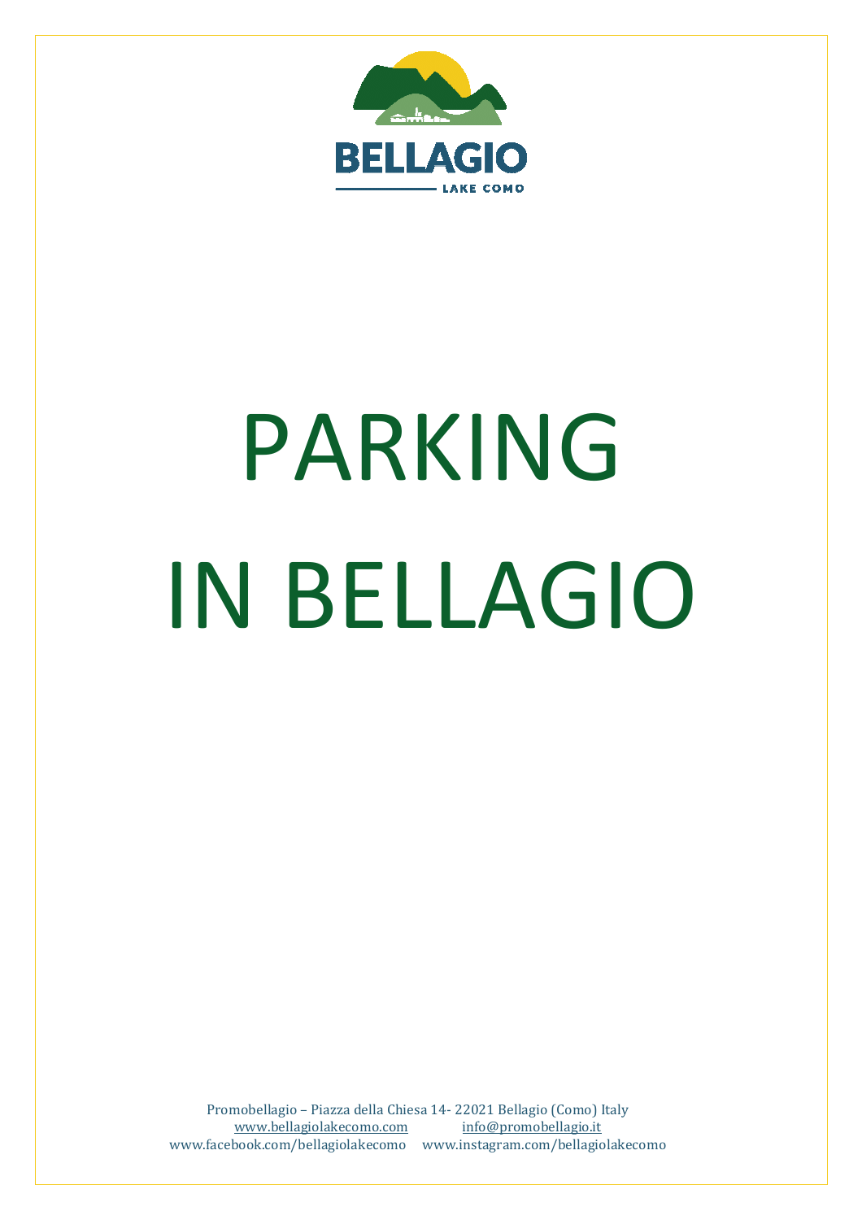BELLAGIO

LAKE COMO

# PARKING IN BELLAGIO

Promobellagio – Piazza della Chiesa 14- 22021 Bellagio (Como) Italy
www.bellagiolakecomo.com info@promobellagio.it
www.facebook.com/bellagiolakecomo www.instagram.com/bellagiolakecomo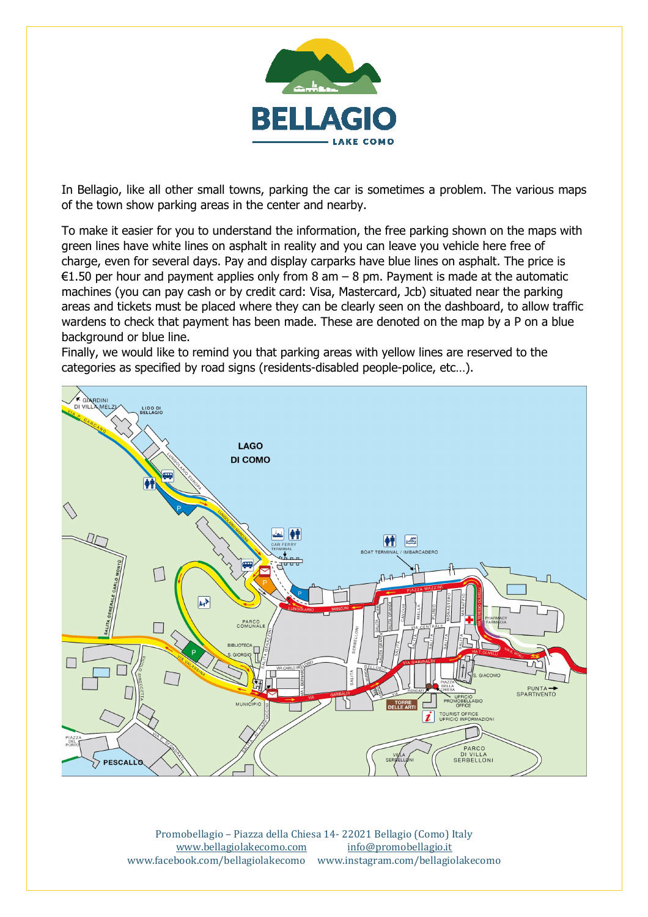**BELLAGIO**

LAKE COMO

In Bellagio, like all other small towns, parking the car is sometimes a problem. The various maps of the town show parking areas in the center and nearby.

To make it easier for you to understand the information, the free parking shown on the maps with green lines have white lines on asphalt in reality and you can leave you vehicle here free of charge, even for several days. Pay and display carparks have blue lines on asphalt. The price is €1.50 per hour and payment applies only from 8 am – 8 pm. Payment is made at the automatic machines (you can pay cash or by credit card: Visa, Mastercard, Jcb) situated near the parking areas and tickets must be placed where they can be clearly seen on the dashboard, to allow traffic wardens to check that payment has been made. These are denoted on the map by a P on a blue background or blue line.

Finally, we would like to remind you that parking areas with yellow lines are reserved to the categories as specified by road signs (residents-disabled people-police, etc…).

Promobellagio – Piazza della Chiesa 14- 22021 Bellagio (Como) Italy
www.bellagiolakecomo.com info@promobellagio.it
www.facebook.com/bellagiolakecomo www.instagram.com/bellagiolakecomo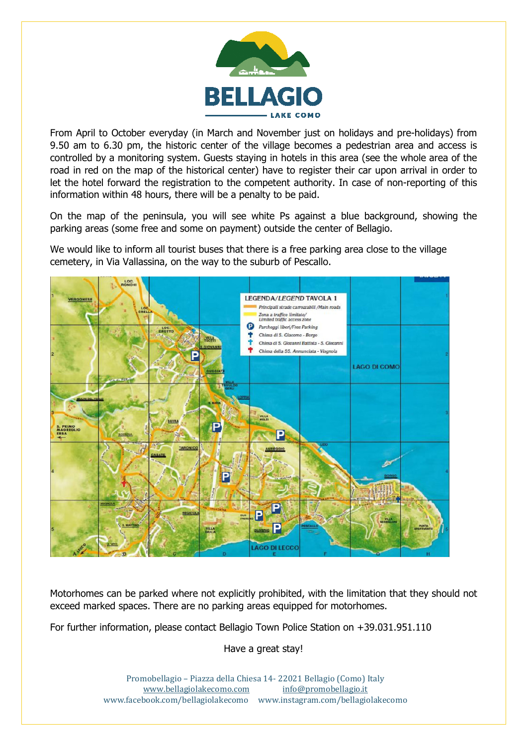# BELLAGIO

LAKE COMO

From April to October everyday (in March and November just on holidays and pre-holidays) from 9.50 am to 6.30 pm, the historic center of the village becomes a pedestrian area and access is controlled by a monitoring system. Guests staying in hotels in this area (see the whole area of the road in red on the map of the historical center) have to register their car upon arrival in order to let the hotel forward the registration to the competent authority. In case of non-reporting of this information within 48 hours, there will be a penalty to be paid.

On the map of the peninsula, you will see white Ps against a blue background, showing the parking areas (some free and some on payment) outside the center of Bellagio.

We would like to inform all tourist buses that there is a free parking area close to the village cemetery, in Via Vallassina, on the way to the suburb of Pescallo.

LEGENDA/*LEGEND* TAVOLA 1

*Principali strade carrozzabili /Main roads*

*Zona a traffico limitato/ Limited traffic access zone*

*Parcheggi liberi/Free Parking*

*Chiesa di S. Giacomo - Borgo*

*Chiesa di S. Giovanni Battista - S. Giovanni*

*Chiesa della SS. Annunciata - Visgnola*

LAGO DI COMO

LAGO DI LECCO

Motorhomes can be parked where not explicitly prohibited, with the limitation that they should not exceed marked spaces. There are no parking areas equipped for motorhomes.

For further information, please contact Bellagio Town Police Station on +39.031.951.110

Have a great stay!

Promobellagio – Piazza della Chiesa 14- 22021 Bellagio (Como) Italy
www.bellagiolakecomo.com info@promobellagio.it
www.facebook.com/bellagiolakecomo www.instagram.com/bellagiolakecomo